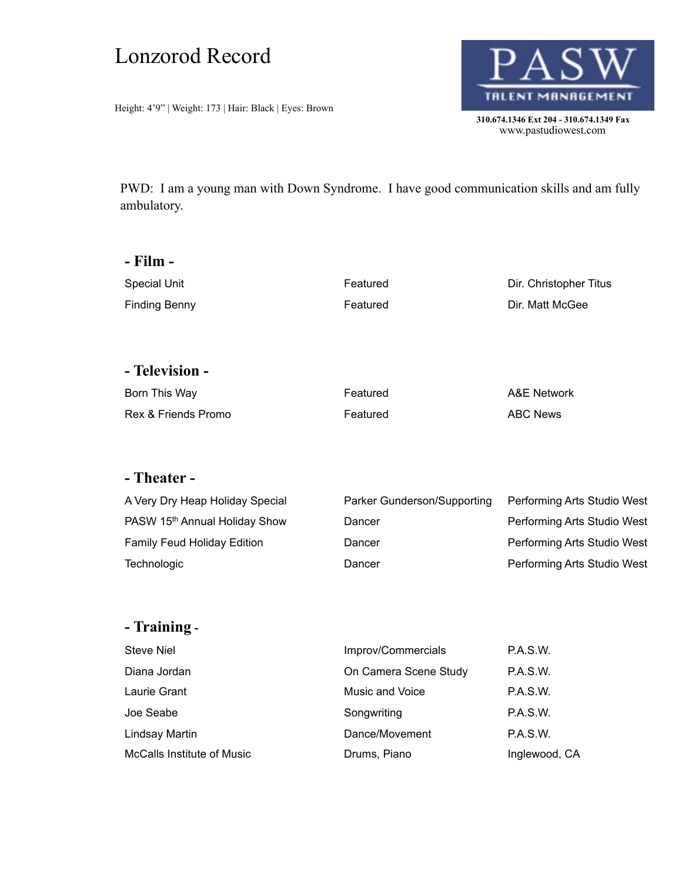# Lonzorod Record

Height: 4'9" | Weight: 173 | Hair: Black | Eyes: Brown

PASW TALENT MANAGEMENT

**310.674.1346 Ext 204 - 310.674.1349 Fax**
www.pastudiowest.com

PWD: I am a young man with Down Syndrome. I have good communication skills and am fully ambulatory.

## - Film -

| | | |
|---|---|---|
| Special Unit | Featured | Dir. Christopher Titus |
| Finding Benny | Featured | Dir. Matt McGee |

## - Television -

| | | |
|---|---|---|
| Born This Way | Featured | A&E Network |
| Rex & Friends Promo | Featured | ABC News |

## - Theater -

| | | |
|---|---|---|
| A Very Dry Heap Holiday Special | Parker Gunderson/Supporting | Performing Arts Studio West |
| PASW 15th Annual Holiday Show | Dancer | Performing Arts Studio West |
| Family Feud Holiday Edition | Dancer | Performing Arts Studio West |
| Technologic | Dancer | Performing Arts Studio West |

## - Training -

| | | |
|---|---|---|
| Steve Niel | Improv/Commercials | P.A.S.W. |
| Diana Jordan | On Camera Scene Study | P.A.S.W. |
| Laurie Grant | Music and Voice | P.A.S.W. |
| Joe Seabe | Songwriting | P.A.S.W. |
| Lindsay Martin | Dance/Movement | P.A.S.W. |
| McCalls Institute of Music | Drums, Piano | Inglewood, CA |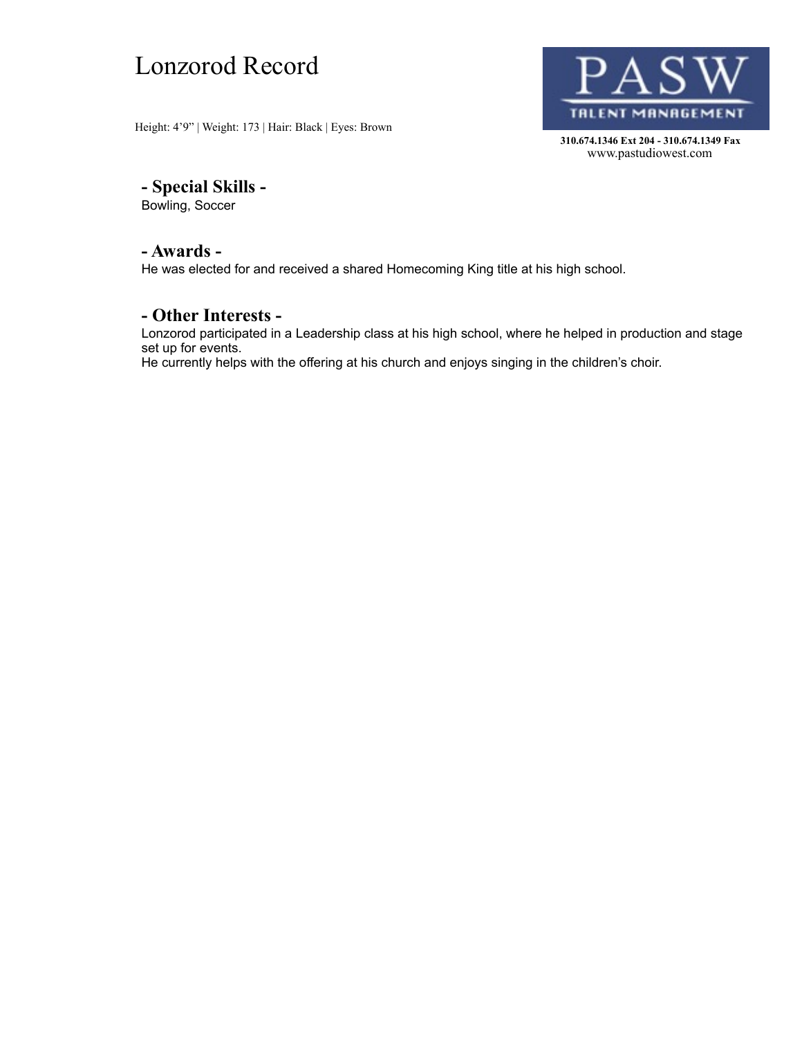# Lonzorod Record

Height: 4'9" | Weight: 173 | Hair: Black | Eyes: Brown

PASW
TALENT MANAGEMENT

**310.674.1346 Ext 204 - 310.674.1349 Fax**
www.pastudiowest.com

## - Special Skills -

Bowling, Soccer

## - Awards -

He was elected for and received a shared Homecoming King title at his high school.

## - Other Interests -

Lonzorod participated in a Leadership class at his high school, where he helped in production and stage set up for events.
He currently helps with the offering at his church and enjoys singing in the children's choir.